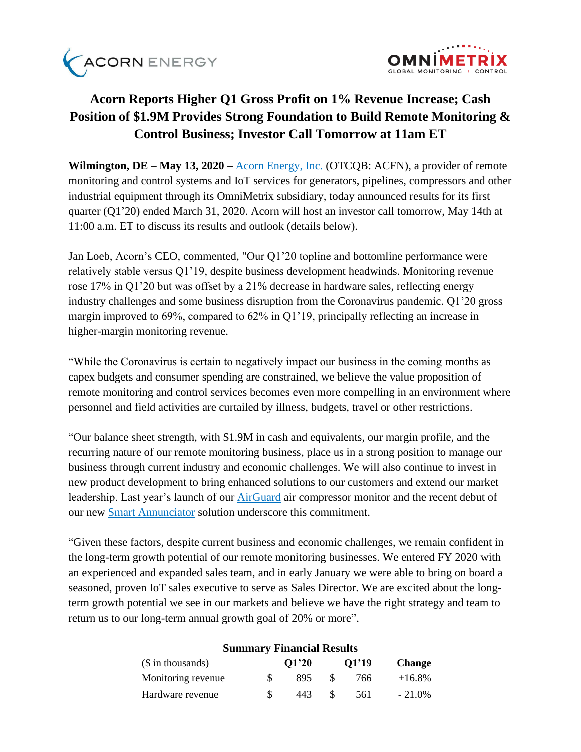# Acorn Reports Higher Q1 Gross Profit on 1% Revenue Increase; Cash Position of $1.9M Provides Strong Foundation to Build Remote Monitoring & Control Business; Investor Call Tomorrow at 11am ET

**Wilmington, DE – May 13, 2020 –** Acorn Energy, Inc. (OTCQB: ACFN), a provider of remote monitoring and control systems and IoT services for generators, pipelines, compressors and other industrial equipment through its OmniMetrix subsidiary, today announced results for its first quarter (Q1'20) ended March 31, 2020. Acorn will host an investor call tomorrow, May 14th at 11:00 a.m. ET to discuss its results and outlook (details below).

Jan Loeb, Acorn's CEO, commented, "Our Q1'20 topline and bottomline performance were relatively stable versus Q1'19, despite business development headwinds. Monitoring revenue rose 17% in Q1'20 but was offset by a 21% decrease in hardware sales, reflecting energy industry challenges and some business disruption from the Coronavirus pandemic. Q1'20 gross margin improved to 69%, compared to 62% in Q1'19, principally reflecting an increase in higher-margin monitoring revenue.

"While the Coronavirus is certain to negatively impact our business in the coming months as capex budgets and consumer spending are constrained, we believe the value proposition of remote monitoring and control services becomes even more compelling in an environment where personnel and field activities are curtailed by illness, budgets, travel or other restrictions.

"Our balance sheet strength, with $1.9M in cash and equivalents, our margin profile, and the recurring nature of our remote monitoring business, place us in a strong position to manage our business through current industry and economic challenges. We will also continue to invest in new product development to bring enhanced solutions to our customers and extend our market leadership. Last year's launch of our AirGuard air compressor monitor and the recent debut of our new Smart Annunciator solution underscore this commitment.

"Given these factors, despite current business and economic challenges, we remain confident in the long-term growth potential of our remote monitoring businesses. We entered FY 2020 with an experienced and expanded sales team, and in early January we were able to bring on board a seasoned, proven IoT sales executive to serve as Sales Director. We are excited about the long-term growth potential we see in our markets and believe we have the right strategy and team to return us to our long-term annual growth goal of 20% or more".

**Summary Financial Results**

| ($ in thousands) | Q1'20 | Q1'19 | Change |
|---|---|---|---|
| Monitoring revenue | $ 895 | $ 766 | +16.8% |
| Hardware revenue | $ 443 | $ 561 | - 21.0% |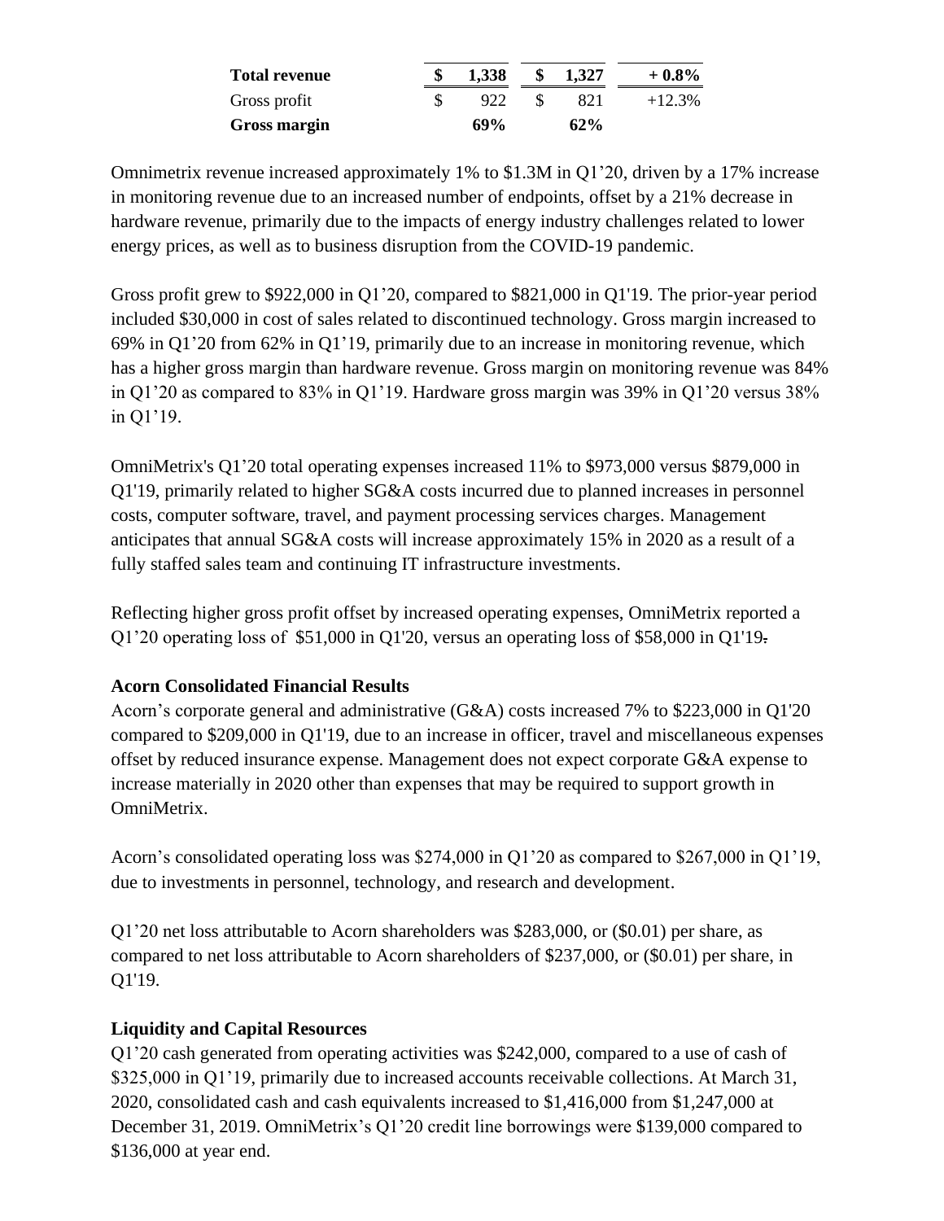| | | | |
|---|---|---|---|
| **Total revenue** | **$ 1,338** | **$ 1,327** | **+ 0.8%** |
| Gross profit | $ 922 | $ 821 | +12.3% |
| **Gross margin** | **69%** | **62%** | |

Omnimetrix revenue increased approximately 1% to $1.3M in Q1’20, driven by a 17% increase in monitoring revenue due to an increased number of endpoints, offset by a 21% decrease in hardware revenue, primarily due to the impacts of energy industry challenges related to lower energy prices, as well as to business disruption from the COVID-19 pandemic.

Gross profit grew to $922,000 in Q1’20, compared to $821,000 in Q1'19. The prior-year period included $30,000 in cost of sales related to discontinued technology. Gross margin increased to 69% in Q1’20 from 62% in Q1’19, primarily due to an increase in monitoring revenue, which has a higher gross margin than hardware revenue. Gross margin on monitoring revenue was 84% in Q1’20 as compared to 83% in Q1’19. Hardware gross margin was 39% in Q1’20 versus 38% in Q1’19.

OmniMetrix's Q1’20 total operating expenses increased 11% to $973,000 versus $879,000 in Q1'19, primarily related to higher SG&A costs incurred due to planned increases in personnel costs, computer software, travel, and payment processing services charges. Management anticipates that annual SG&A costs will increase approximately 15% in 2020 as a result of a fully staffed sales team and continuing IT infrastructure investments.

Reflecting higher gross profit offset by increased operating expenses, OmniMetrix reported a Q1’20 operating loss of $51,000 in Q1'20, versus an operating loss of $58,000 in Q1'19.

**Acorn Consolidated Financial Results**

Acorn’s corporate general and administrative (G&A) costs increased 7% to $223,000 in Q1'20 compared to $209,000 in Q1'19, due to an increase in officer, travel and miscellaneous expenses offset by reduced insurance expense. Management does not expect corporate G&A expense to increase materially in 2020 other than expenses that may be required to support growth in OmniMetrix.

Acorn’s consolidated operating loss was $274,000 in Q1’20 as compared to $267,000 in Q1’19, due to investments in personnel, technology, and research and development.

Q1’20 net loss attributable to Acorn shareholders was $283,000, or ($0.01) per share, as compared to net loss attributable to Acorn shareholders of $237,000, or ($0.01) per share, in Q1'19.

**Liquidity and Capital Resources**

Q1’20 cash generated from operating activities was $242,000, compared to a use of cash of $325,000 in Q1’19, primarily due to increased accounts receivable collections. At March 31, 2020, consolidated cash and cash equivalents increased to $1,416,000 from $1,247,000 at December 31, 2019. OmniMetrix’s Q1’20 credit line borrowings were $139,000 compared to $136,000 at year end.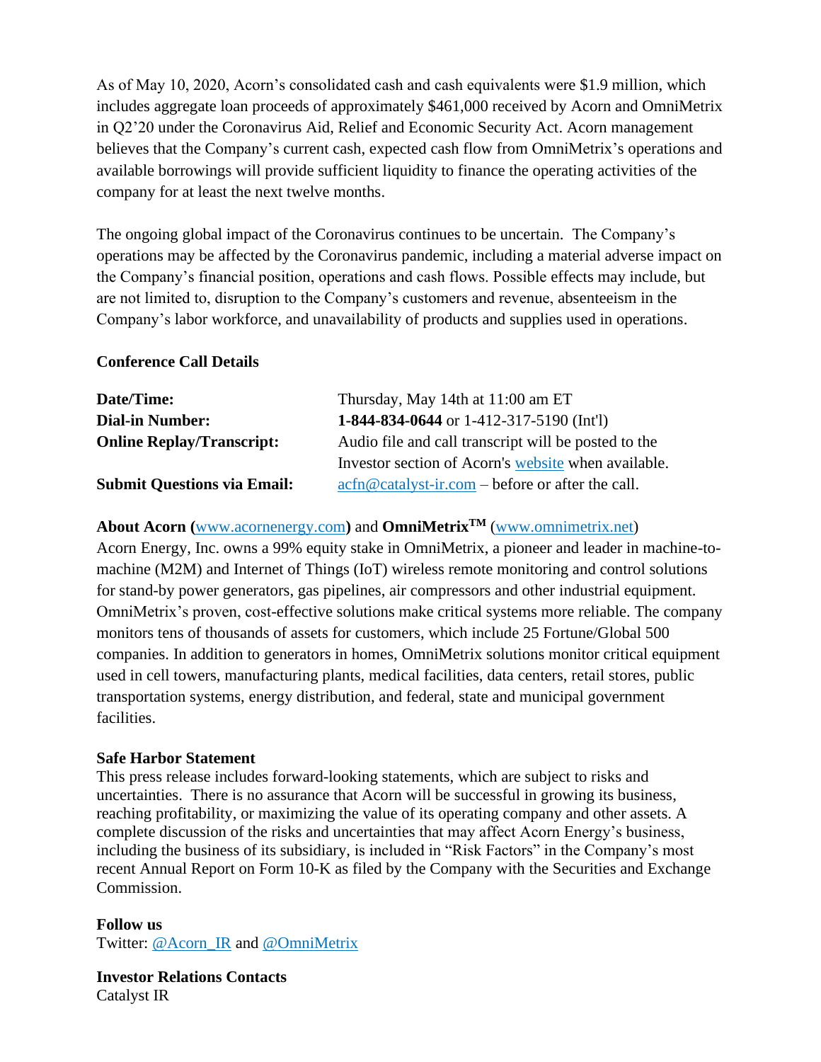As of May 10, 2020, Acorn's consolidated cash and cash equivalents were $1.9 million, which includes aggregate loan proceeds of approximately $461,000 received by Acorn and OmniMetrix in Q2'20 under the Coronavirus Aid, Relief and Economic Security Act. Acorn management believes that the Company's current cash, expected cash flow from OmniMetrix's operations and available borrowings will provide sufficient liquidity to finance the operating activities of the company for at least the next twelve months.

The ongoing global impact of the Coronavirus continues to be uncertain. The Company's operations may be affected by the Coronavirus pandemic, including a material adverse impact on the Company's financial position, operations and cash flows. Possible effects may include, but are not limited to, disruption to the Company's customers and revenue, absenteeism in the Company's labor workforce, and unavailability of products and supplies used in operations.

**Conference Call Details**

| | |
|---|---|
| **Date/Time:** | Thursday, May 14th at 11:00 am ET |
| **Dial-in Number:** | **1-844-834-0644** or 1-412-317-5190 (Int'l) |
| **Online Replay/Transcript:** | Audio file and call transcript will be posted to the Investor section of Acorn's website when available. |
| **Submit Questions via Email:** | acfn@catalyst-ir.com – before or after the call. |

**About Acorn (**www.acornenergy.com**)** and **OmniMetrix™** (www.omnimetrix.net)
Acorn Energy, Inc. owns a 99% equity stake in OmniMetrix, a pioneer and leader in machine-to-machine (M2M) and Internet of Things (IoT) wireless remote monitoring and control solutions for stand-by power generators, gas pipelines, air compressors and other industrial equipment. OmniMetrix's proven, cost-effective solutions make critical systems more reliable. The company monitors tens of thousands of assets for customers, which include 25 Fortune/Global 500 companies. In addition to generators in homes, OmniMetrix solutions monitor critical equipment used in cell towers, manufacturing plants, medical facilities, data centers, retail stores, public transportation systems, energy distribution, and federal, state and municipal government facilities.

**Safe Harbor Statement**
This press release includes forward-looking statements, which are subject to risks and uncertainties. There is no assurance that Acorn will be successful in growing its business, reaching profitability, or maximizing the value of its operating company and other assets. A complete discussion of the risks and uncertainties that may affect Acorn Energy's business, including the business of its subsidiary, is included in "Risk Factors" in the Company's most recent Annual Report on Form 10-K as filed by the Company with the Securities and Exchange Commission.

**Follow us**
Twitter: @Acorn_IR and @OmniMetrix

**Investor Relations Contacts**
Catalyst IR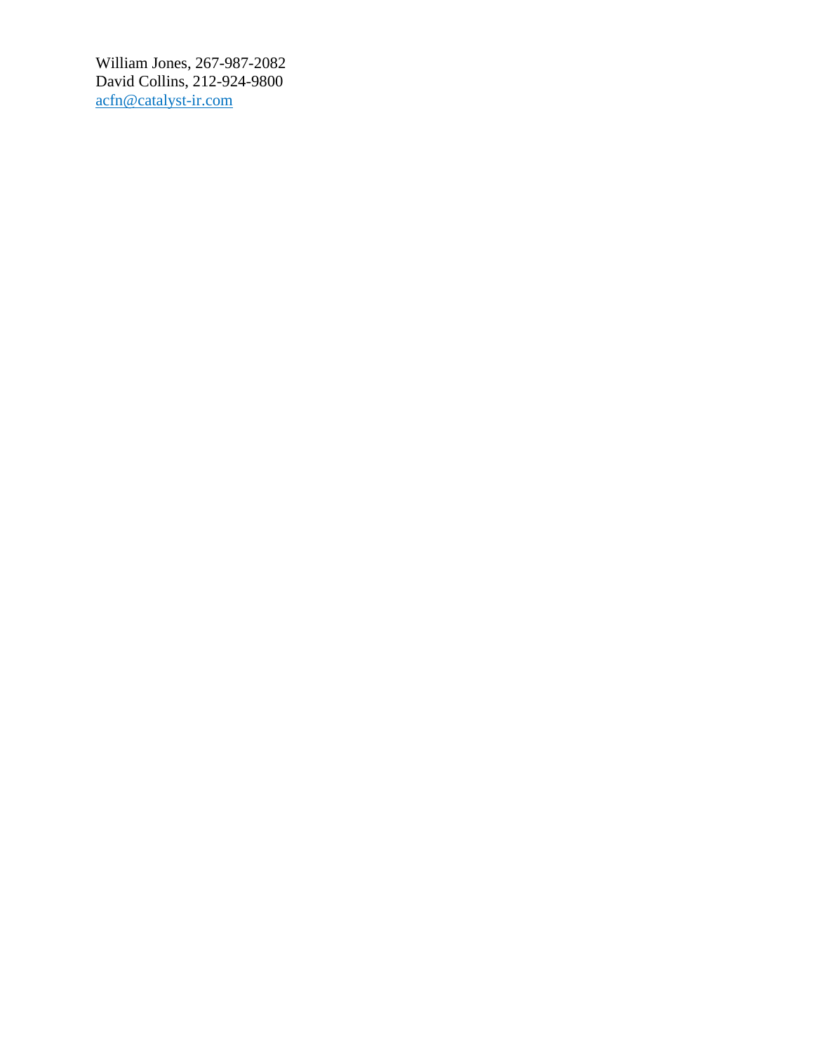William Jones, 267-987-2082
David Collins, 212-924-9800
acfn@catalyst-ir.com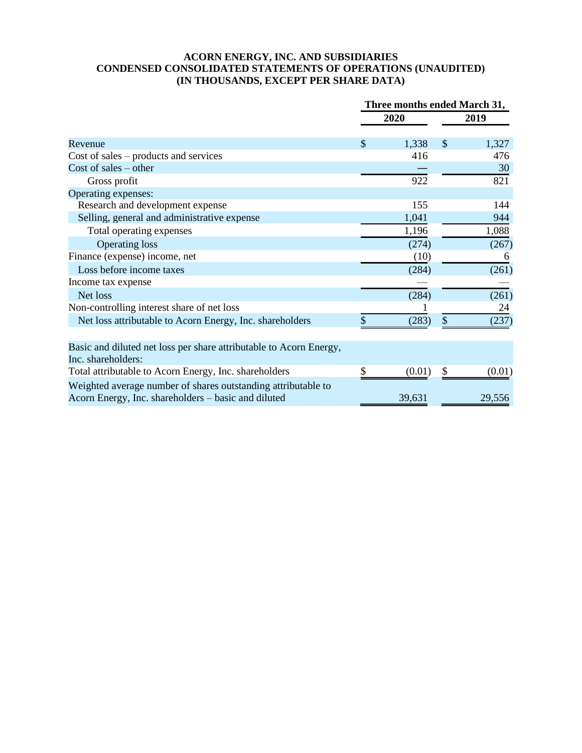**ACORN ENERGY, INC. AND SUBSIDIARIES**
**CONDENSED CONSOLIDATED STATEMENTS OF OPERATIONS (UNAUDITED)**
**(IN THOUSANDS, EXCEPT PER SHARE DATA)**

| | Three months ended March 31, | |
|---|---|---|
| | **2020** | **2019** |
| Revenue | $ 1,338 | $ 1,327 |
| Cost of sales – products and services | 416 | 476 |
| Cost of sales – other | — | 30 |
| Gross profit | 922 | 821 |
| Operating expenses: | | |
| Research and development expense | 155 | 144 |
| Selling, general and administrative expense | 1,041 | 944 |
| Total operating expenses | 1,196 | 1,088 |
| Operating loss | (274) | (267) |
| Finance (expense) income, net | (10) | 6 |
| Loss before income taxes | (284) | (261) |
| Income tax expense | — | — |
| Net loss | (284) | (261) |
| Non-controlling interest share of net loss | 1 | 24 |
| Net loss attributable to Acorn Energy, Inc. shareholders | $ (283) | $ (237) |
| | | |
| Basic and diluted net loss per share attributable to Acorn Energy, Inc. shareholders: | | |
| Total attributable to Acorn Energy, Inc. shareholders | $ (0.01) | $ (0.01) |
| Weighted average number of shares outstanding attributable to Acorn Energy, Inc. shareholders – basic and diluted | 39,631 | 29,556 |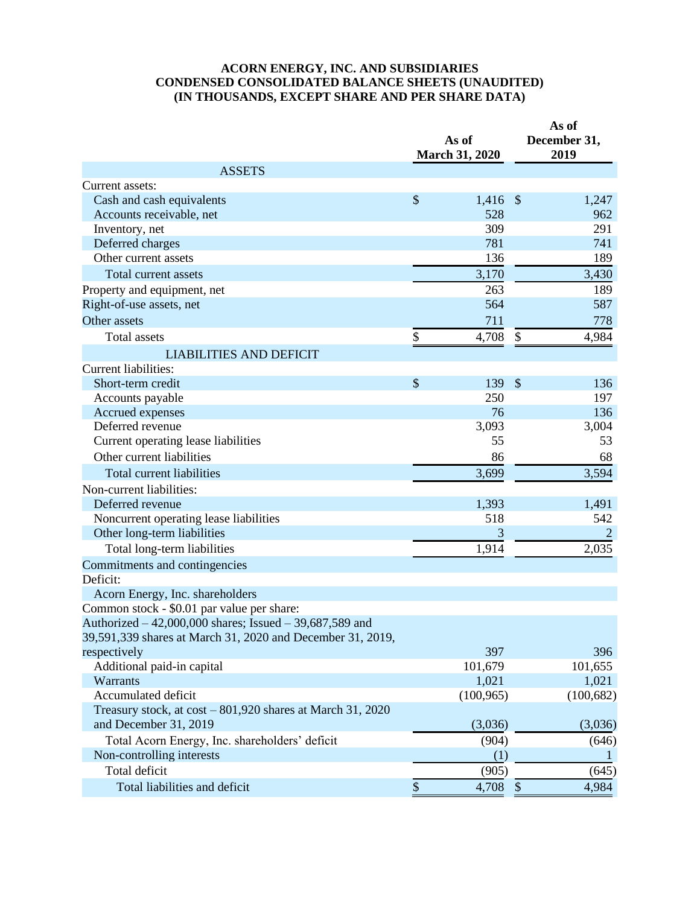**ACORN ENERGY, INC. AND SUBSIDIARIES**
**CONDENSED CONSOLIDATED BALANCE SHEETS (UNAUDITED)**
**(IN THOUSANDS, EXCEPT SHARE AND PER SHARE DATA)**

| | As of March 31, 2020 | As of December 31, 2019 |
|---|---|---|
| ASSETS | | |
| Current assets: | | |
| Cash and cash equivalents | $ 1,416 | $ 1,247 |
| Accounts receivable, net | 528 | 962 |
| Inventory, net | 309 | 291 |
| Deferred charges | 781 | 741 |
| Other current assets | 136 | 189 |
| Total current assets | 3,170 | 3,430 |
| Property and equipment, net | 263 | 189 |
| Right-of-use assets, net | 564 | 587 |
| Other assets | 711 | 778 |
| Total assets | $ 4,708 | $ 4,984 |
| LIABILITIES AND DEFICIT | | |
| Current liabilities: | | |
| Short-term credit | $ 139 | $ 136 |
| Accounts payable | 250 | 197 |
| Accrued expenses | 76 | 136 |
| Deferred revenue | 3,093 | 3,004 |
| Current operating lease liabilities | 55 | 53 |
| Other current liabilities | 86 | 68 |
| Total current liabilities | 3,699 | 3,594 |
| Non-current liabilities: | | |
| Deferred revenue | 1,393 | 1,491 |
| Noncurrent operating lease liabilities | 518 | 542 |
| Other long-term liabilities | 3 | 2 |
| Total long-term liabilities | 1,914 | 2,035 |
| Commitments and contingencies | | |
| Deficit: | | |
| Acorn Energy, Inc. shareholders | | |
| Common stock - $0.01 par value per share: | | |
| Authorized – 42,000,000 shares; Issued – 39,687,589 and 39,591,339 shares at March 31, 2020 and December 31, 2019, respectively | 397 | 396 |
| Additional paid-in capital | 101,679 | 101,655 |
| Warrants | 1,021 | 1,021 |
| Accumulated deficit | (100,965) | (100,682) |
| Treasury stock, at cost – 801,920 shares at March 31, 2020 and December 31, 2019 | (3,036) | (3,036) |
| Total Acorn Energy, Inc. shareholders' deficit | (904) | (646) |
| Non-controlling interests | (1) | 1 |
| Total deficit | (905) | (645) |
| Total liabilities and deficit | $ 4,708 | $ 4,984 |